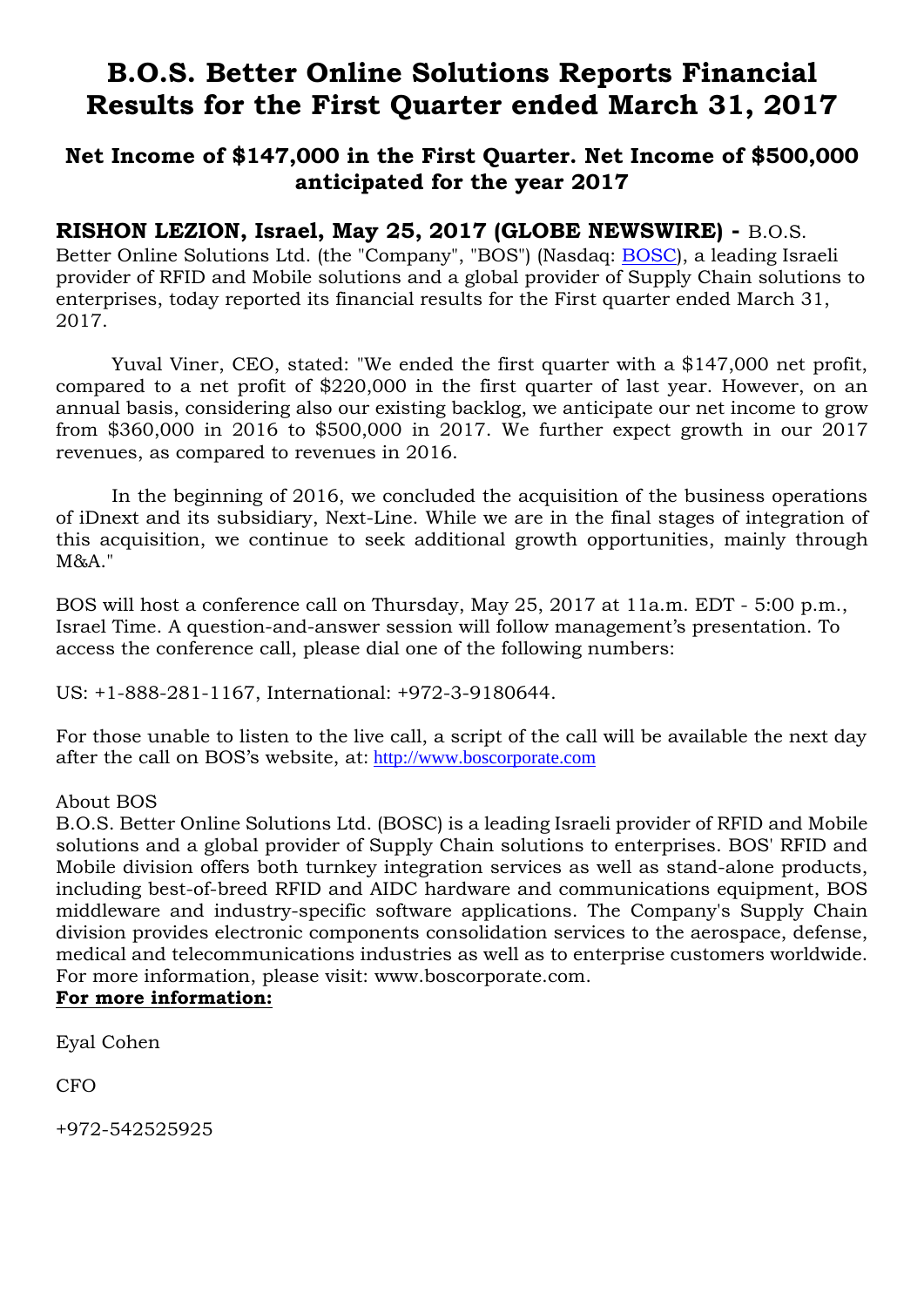# B.O.S. Better Online Solutions Reports Financial Results for the First Quarter ended March 31, 2017

## Net Income of $147,000 in the First Quarter. Net Income of $500,000 anticipated for the year 2017

**RISHON LEZION, Israel, May 25, 2017 (GLOBE NEWSWIRE) -** B.O.S. Better Online Solutions Ltd. (the "Company", "BOS") (Nasdaq: BOSC), a leading Israeli provider of RFID and Mobile solutions and a global provider of Supply Chain solutions to enterprises, today reported its financial results for the First quarter ended March 31, 2017.

Yuval Viner, CEO, stated: "We ended the first quarter with a $147,000 net profit, compared to a net profit of $220,000 in the first quarter of last year. However, on an annual basis, considering also our existing backlog, we anticipate our net income to grow from $360,000 in 2016 to $500,000 in 2017. We further expect growth in our 2017 revenues, as compared to revenues in 2016.

In the beginning of 2016, we concluded the acquisition of the business operations of iDnext and its subsidiary, Next-Line. While we are in the final stages of integration of this acquisition, we continue to seek additional growth opportunities, mainly through M&A."

BOS will host a conference call on Thursday, May 25, 2017 at 11a.m. EDT - 5:00 p.m., Israel Time. A question-and-answer session will follow management's presentation. To access the conference call, please dial one of the following numbers:

US: +1-888-281-1167, International: +972-3-9180644.

For those unable to listen to the live call, a script of the call will be available the next day after the call on BOS's website, at: http://www.boscorporate.com

About BOS

B.O.S. Better Online Solutions Ltd. (BOSC) is a leading Israeli provider of RFID and Mobile solutions and a global provider of Supply Chain solutions to enterprises. BOS' RFID and Mobile division offers both turnkey integration services as well as stand-alone products, including best-of-breed RFID and AIDC hardware and communications equipment, BOS middleware and industry-specific software applications. The Company's Supply Chain division provides electronic components consolidation services to the aerospace, defense, medical and telecommunications industries as well as to enterprise customers worldwide. For more information, please visit: www.boscorporate.com.

**For more information:**

Eyal Cohen

CFO

+972-542525925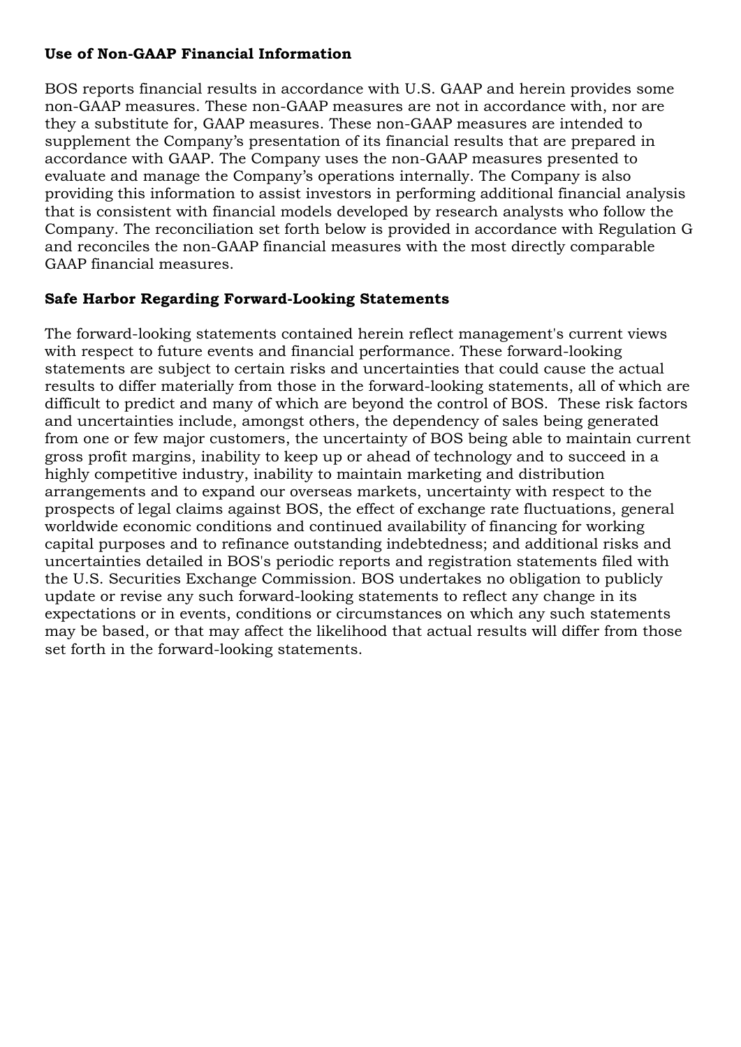**Use of Non-GAAP Financial Information**

BOS reports financial results in accordance with U.S. GAAP and herein provides some non-GAAP measures. These non-GAAP measures are not in accordance with, nor are they a substitute for, GAAP measures. These non-GAAP measures are intended to supplement the Company's presentation of its financial results that are prepared in accordance with GAAP. The Company uses the non-GAAP measures presented to evaluate and manage the Company's operations internally. The Company is also providing this information to assist investors in performing additional financial analysis that is consistent with financial models developed by research analysts who follow the Company. The reconciliation set forth below is provided in accordance with Regulation G and reconciles the non-GAAP financial measures with the most directly comparable GAAP financial measures.

**Safe Harbor Regarding Forward-Looking Statements**

The forward-looking statements contained herein reflect management's current views with respect to future events and financial performance. These forward-looking statements are subject to certain risks and uncertainties that could cause the actual results to differ materially from those in the forward-looking statements, all of which are difficult to predict and many of which are beyond the control of BOS. These risk factors and uncertainties include, amongst others, the dependency of sales being generated from one or few major customers, the uncertainty of BOS being able to maintain current gross profit margins, inability to keep up or ahead of technology and to succeed in a highly competitive industry, inability to maintain marketing and distribution arrangements and to expand our overseas markets, uncertainty with respect to the prospects of legal claims against BOS, the effect of exchange rate fluctuations, general worldwide economic conditions and continued availability of financing for working capital purposes and to refinance outstanding indebtedness; and additional risks and uncertainties detailed in BOS's periodic reports and registration statements filed with the U.S. Securities Exchange Commission. BOS undertakes no obligation to publicly update or revise any such forward-looking statements to reflect any change in its expectations or in events, conditions or circumstances on which any such statements may be based, or that may affect the likelihood that actual results will differ from those set forth in the forward-looking statements.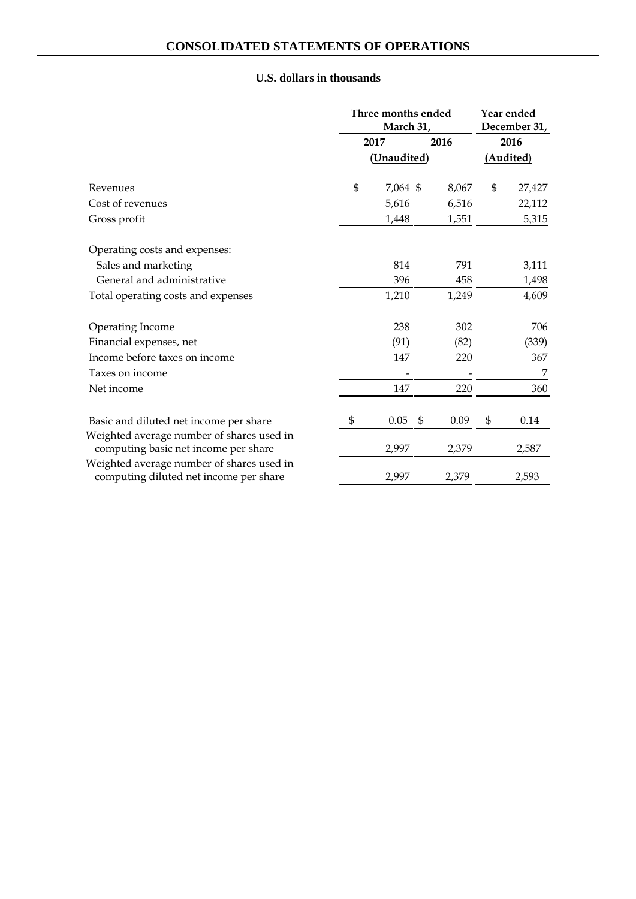## CONSOLIDATED STATEMENTS OF OPERATIONS

**U.S. dollars in thousands**

| | Three months ended March 31, | | Year ended December 31, |
|---|---|---|---|
| | 2017 | 2016 | 2016 |
| | (Unaudited) | | (Audited) |
| Revenues | $ 7,064 | $ 8,067 | $ 27,427 |
| Cost of revenues | 5,616 | 6,516 | 22,112 |
| Gross profit | 1,448 | 1,551 | 5,315 |
| Operating costs and expenses: | | | |
| Sales and marketing | 814 | 791 | 3,111 |
| General and administrative | 396 | 458 | 1,498 |
| Total operating costs and expenses | 1,210 | 1,249 | 4,609 |
| Operating Income | 238 | 302 | 706 |
| Financial expenses, net | (91) | (82) | (339) |
| Income before taxes on income | 147 | 220 | 367 |
| Taxes on income | - | - | 7 |
| Net income | 147 | 220 | 360 |
| Basic and diluted net income per share | $ 0.05 | $ 0.09 | $ 0.14 |
| Weighted average number of shares used in computing basic net income per share | 2,997 | 2,379 | 2,587 |
| Weighted average number of shares used in computing diluted net income per share | 2,997 | 2,379 | 2,593 |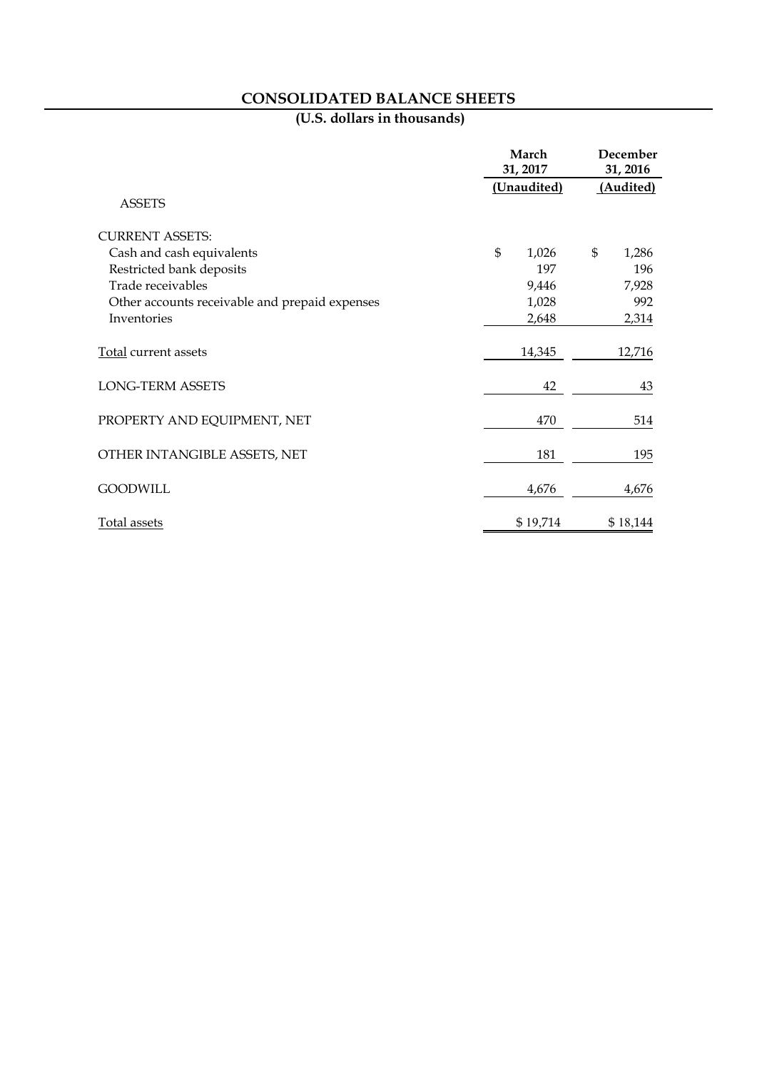# CONSOLIDATED BALANCE SHEETS

## (U.S. dollars in thousands)

| | March 31, 2017 | December 31, 2016 |
|---|---|---|
| | (Unaudited) | (Audited) |
| ASSETS | | |
| CURRENT ASSETS: | | |
| Cash and cash equivalents | $ 1,026 | $ 1,286 |
| Restricted bank deposits | 197 | 196 |
| Trade receivables | 9,446 | 7,928 |
| Other accounts receivable and prepaid expenses | 1,028 | 992 |
| Inventories | 2,648 | 2,314 |
| Total current assets | 14,345 | 12,716 |
| LONG-TERM ASSETS | 42 | 43 |
| PROPERTY AND EQUIPMENT, NET | 470 | 514 |
| OTHER INTANGIBLE ASSETS, NET | 181 | 195 |
| GOODWILL | 4,676 | 4,676 |
| Total assets | $ 19,714 | $ 18,144 |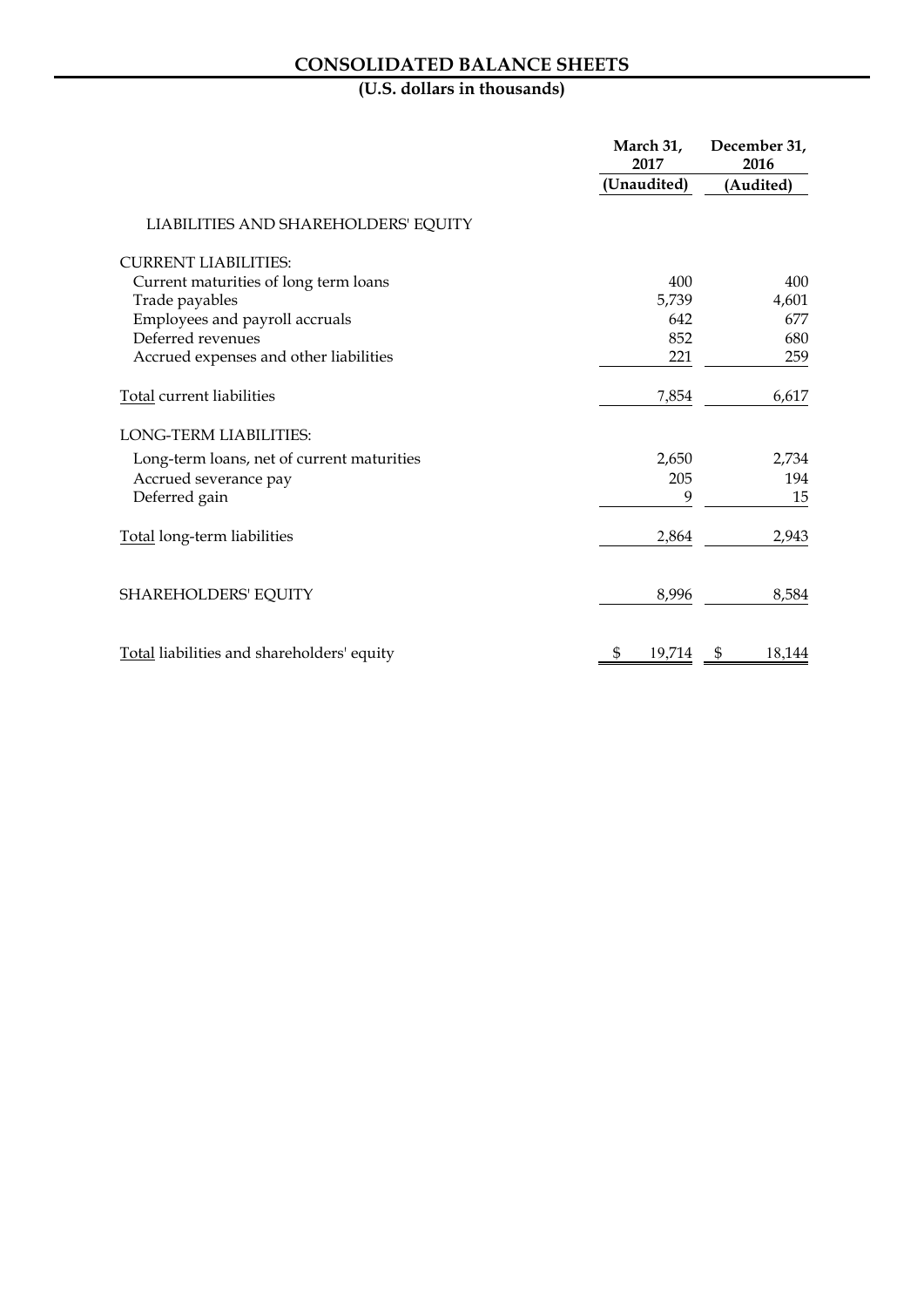# CONSOLIDATED BALANCE SHEETS

## (U.S. dollars in thousands)

| | March 31, 2017 | December 31, 2016 |
|---|---|---|
| | (Unaudited) | (Audited) |
| LIABILITIES AND SHAREHOLDERS' EQUITY | | |
| CURRENT LIABILITIES: | | |
| Current maturities of long term loans | 400 | 400 |
| Trade payables | 5,739 | 4,601 |
| Employees and payroll accruals | 642 | 677 |
| Deferred revenues | 852 | 680 |
| Accrued expenses and other liabilities | 221 | 259 |
| Total current liabilities | 7,854 | 6,617 |
| LONG-TERM LIABILITIES: | | |
| Long-term loans, net of current maturities | 2,650 | 2,734 |
| Accrued severance pay | 205 | 194 |
| Deferred gain | 9 | 15 |
| Total long-term liabilities | 2,864 | 2,943 |
| SHAREHOLDERS' EQUITY | 8,996 | 8,584 |
| Total liabilities and shareholders' equity | $ 19,714 | $ 18,144 |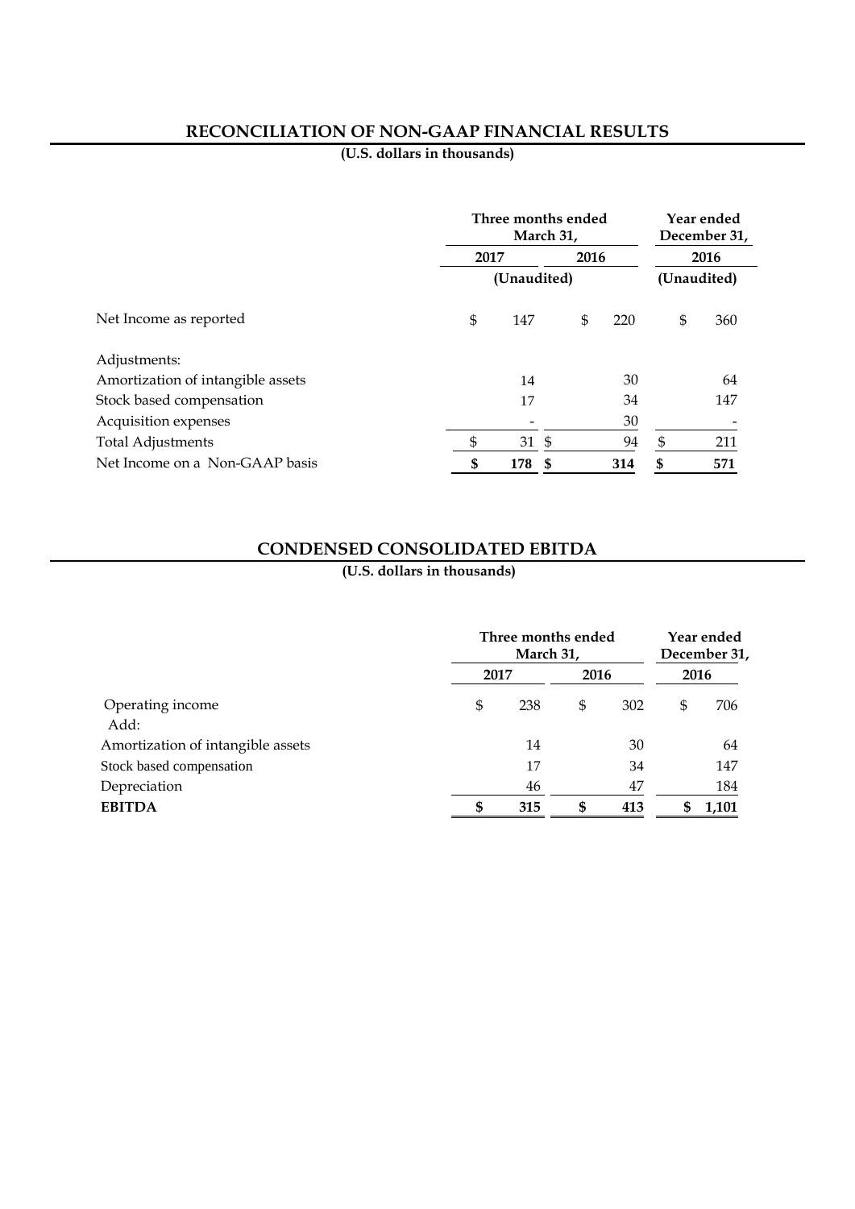## RECONCILIATION OF NON-GAAP FINANCIAL RESULTS

**(U.S. dollars in thousands)**

| | Three months ended March 31, | | Year ended December 31, |
|---|---|---|---|
| | 2017 | 2016 | 2016 |
| | (Unaudited) | | (Unaudited) |
| Net Income as reported | $ 147 | $ 220 | $ 360 |
| Adjustments: | | | |
| Amortization of intangible assets | 14 | 30 | 64 |
| Stock based compensation | 17 | 34 | 147 |
| Acquisition expenses | - | 30 | - |
| Total Adjustments | $ 31 | $ 94 | $ 211 |
| Net Income on a Non-GAAP basis | **$ 178** | **$ 314** | **$ 571** |

## CONDENSED CONSOLIDATED EBITDA

**(U.S. dollars in thousands)**

| | Three months ended March 31, | | Year ended December 31, |
|---|---|---|---|
| | 2017 | 2016 | 2016 |
| Operating income | $ 238 | $ 302 | $ 706 |
| Add: | | | |
| Amortization of intangible assets | 14 | 30 | 64 |
| Stock based compensation | 17 | 34 | 147 |
| Depreciation | 46 | 47 | 184 |
| **EBITDA** | **$ 315** | **$ 413** | **$ 1,101** |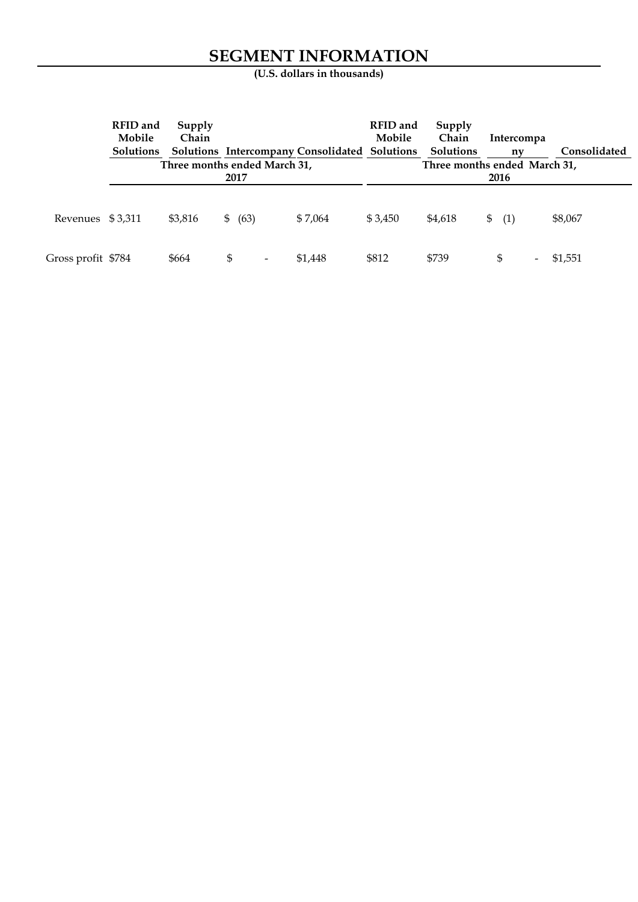# SEGMENT INFORMATION

**(U.S. dollars in thousands)**

| | RFID and Mobile Solutions | Supply Chain Solutions | Intercompany | Consolidated | RFID and Mobile Solutions | Supply Chain Solutions | Intercompany | Consolidated |
|---|---|---|---|---|---|---|---|---|
| | Three months ended March 31, 2017 | | | | Three months ended March 31, 2016 | | | |
| Revenues | $ 3,311 | $3,816 | $ (63) | $ 7,064 | $ 3,450 | $4,618 | $ (1) | $8,067 |
| Gross profit | $784 | $664 | $ - | $1,448 | $812 | $739 | $ - | $1,551 |